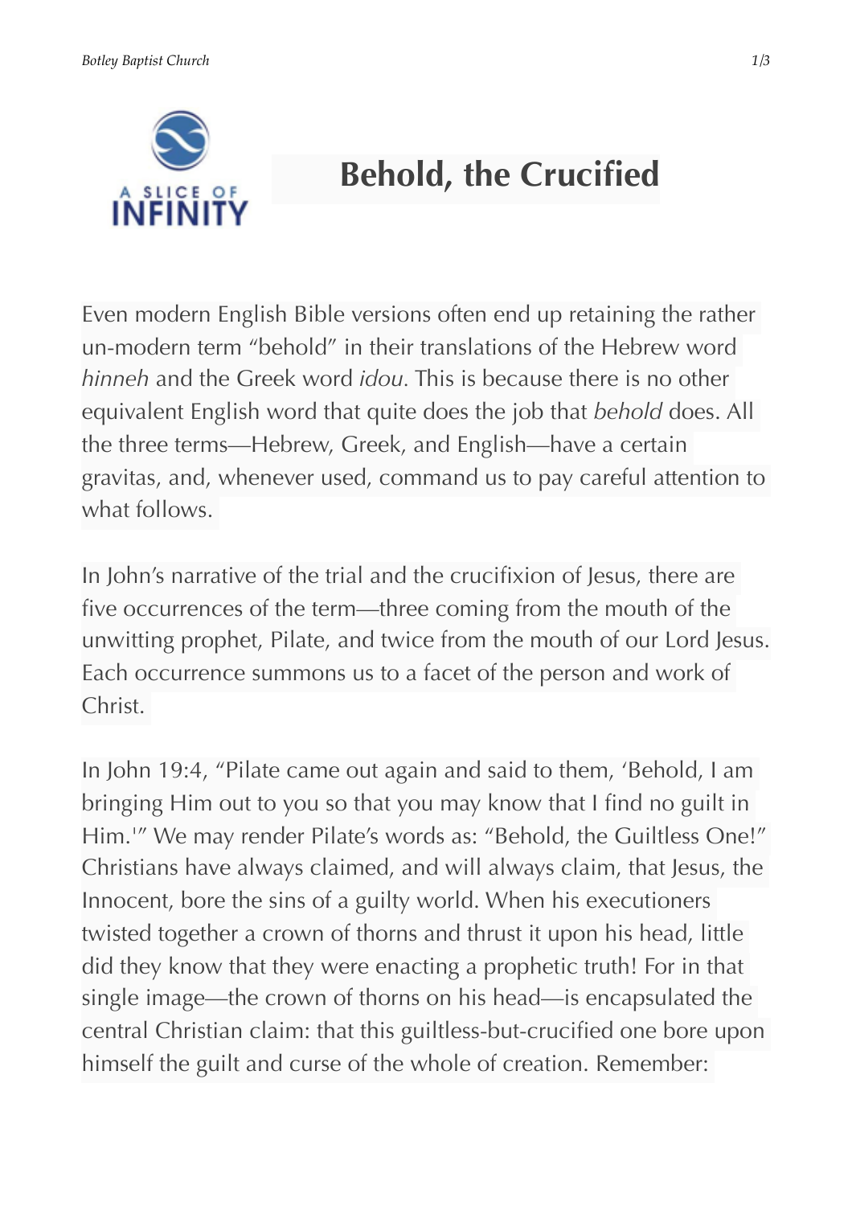# Behold, the Crucified

Even modern English Bible versions often end up retaining the rather un-modern term "behold" in their translations of the Hebrew word *hinneh* and the Greek word *idou*. This is because there is no other equivalent English word that quite does the job that *behold* does. All the three terms—Hebrew, Greek, and English—have a certain gravitas, and, whenever used, command us to pay careful attention to what follows.

In John's narrative of the trial and the crucifixion of Jesus, there are five occurrences of the term—three coming from the mouth of the unwitting prophet, Pilate, and twice from the mouth of our Lord Jesus. Each occurrence summons us to a facet of the person and work of Christ.

In John 19:4, "Pilate came out again and said to them, 'Behold, I am bringing Him out to you so that you may know that I find no guilt in Him.'" We may render Pilate's words as: "Behold, the Guiltless One!" Christians have always claimed, and will always claim, that Jesus, the Innocent, bore the sins of a guilty world. When his executioners twisted together a crown of thorns and thrust it upon his head, little did they know that they were enacting a prophetic truth! For in that single image—the crown of thorns on his head—is encapsulated the central Christian claim: that this guiltless-but-crucified one bore upon himself the guilt and curse of the whole of creation. Remember: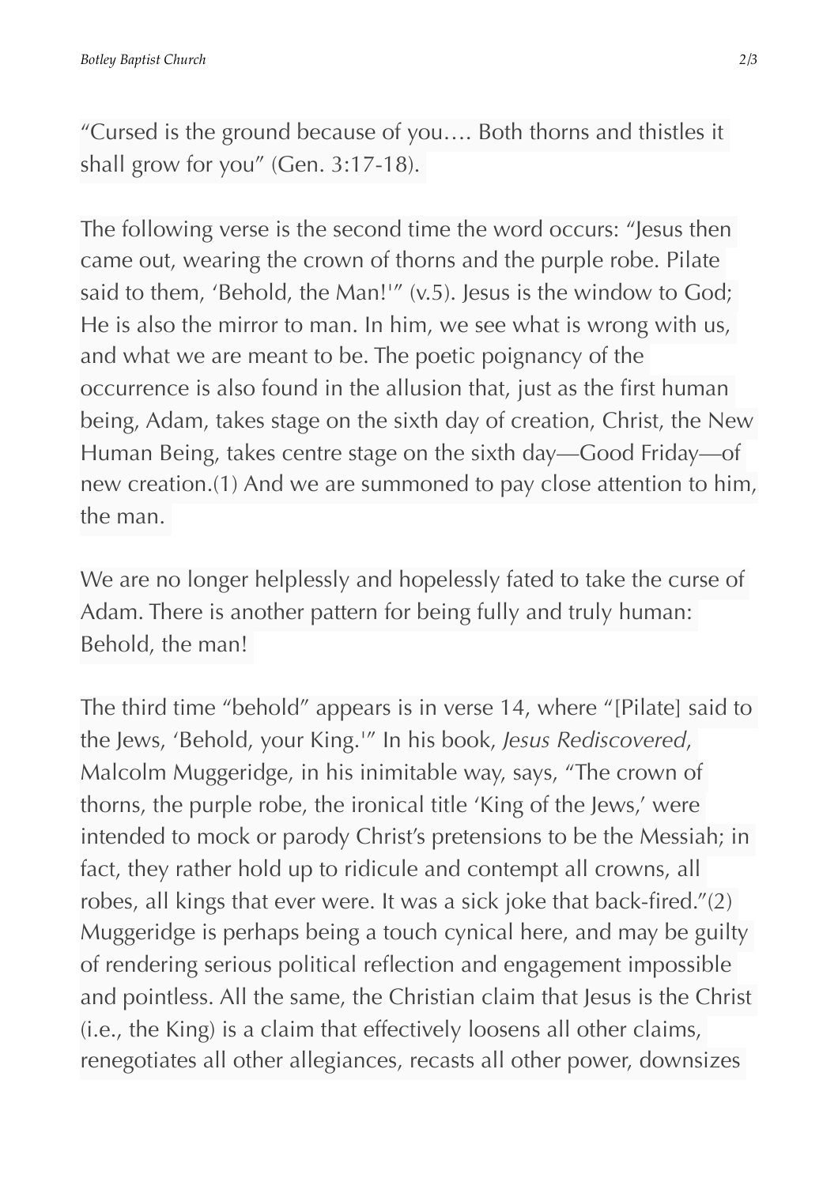"Cursed is the ground because of you…. Both thorns and thistles it shall grow for you" (Gen. 3:17-18).

The following verse is the second time the word occurs: "Jesus then came out, wearing the crown of thorns and the purple robe. Pilate said to them, 'Behold, the Man!'" (v.5). Jesus is the window to God; He is also the mirror to man. In him, we see what is wrong with us, and what we are meant to be. The poetic poignancy of the occurrence is also found in the allusion that, just as the first human being, Adam, takes stage on the sixth day of creation, Christ, the New Human Being, takes centre stage on the sixth day—Good Friday—of new creation.(1) And we are summoned to pay close attention to him, the man.

We are no longer helplessly and hopelessly fated to take the curse of Adam. There is another pattern for being fully and truly human: Behold, the man!

The third time "behold" appears is in verse 14, where "[Pilate] said to the Jews, 'Behold, your King.'" In his book, *Jesus Rediscovered*, Malcolm Muggeridge, in his inimitable way, says, "The crown of thorns, the purple robe, the ironical title 'King of the Jews,' were intended to mock or parody Christ's pretensions to be the Messiah; in fact, they rather hold up to ridicule and contempt all crowns, all robes, all kings that ever were. It was a sick joke that back-fired."(2) Muggeridge is perhaps being a touch cynical here, and may be guilty of rendering serious political reflection and engagement impossible and pointless. All the same, the Christian claim that Jesus is the Christ (i.e., the King) is a claim that effectively loosens all other claims, renegotiates all other allegiances, recasts all other power, downsizes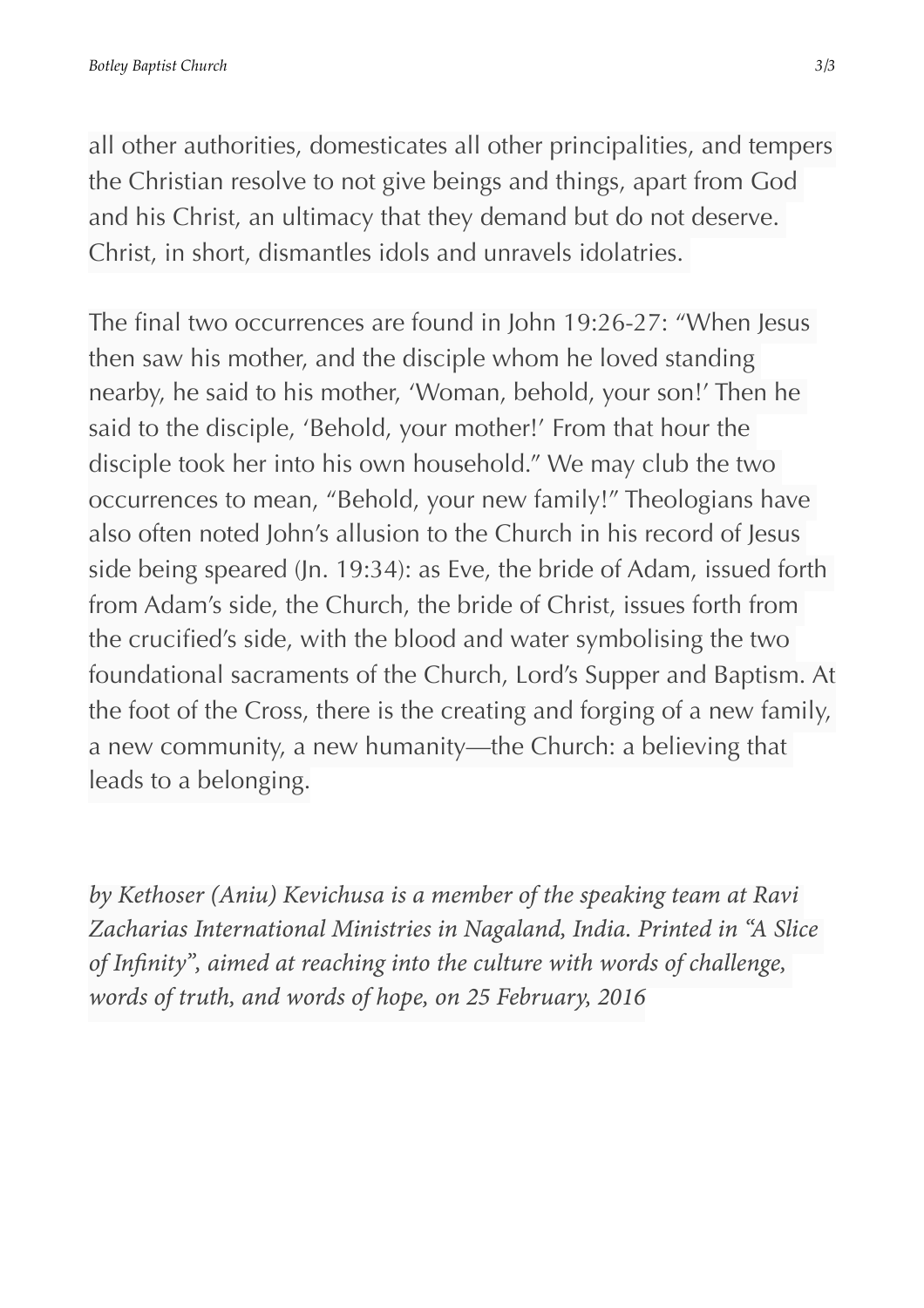all other authorities, domesticates all other principalities, and tempers the Christian resolve to not give beings and things, apart from God and his Christ, an ultimacy that they demand but do not deserve. Christ, in short, dismantles idols and unravels idolatries.

The final two occurrences are found in John 19:26-27: "When Jesus then saw his mother, and the disciple whom he loved standing nearby, he said to his mother, 'Woman, behold, your son!' Then he said to the disciple, 'Behold, your mother!' From that hour the disciple took her into his own household." We may club the two occurrences to mean, "Behold, your new family!" Theologians have also often noted John's allusion to the Church in his record of Jesus side being speared (Jn. 19:34): as Eve, the bride of Adam, issued forth from Adam's side, the Church, the bride of Christ, issues forth from the crucified's side, with the blood and water symbolising the two foundational sacraments of the Church, Lord's Supper and Baptism. At the foot of the Cross, there is the creating and forging of a new family, a new community, a new humanity—the Church: a believing that leads to a belonging.

*by Kethoser (Aniu) Kevichusa is a member of the speaking team at Ravi Zacharias International Ministries in Nagaland, India. Printed in "A Slice of Infinity", aimed at reaching into the culture with words of challenge, words of truth, and words of hope, on 25 February, 2016*